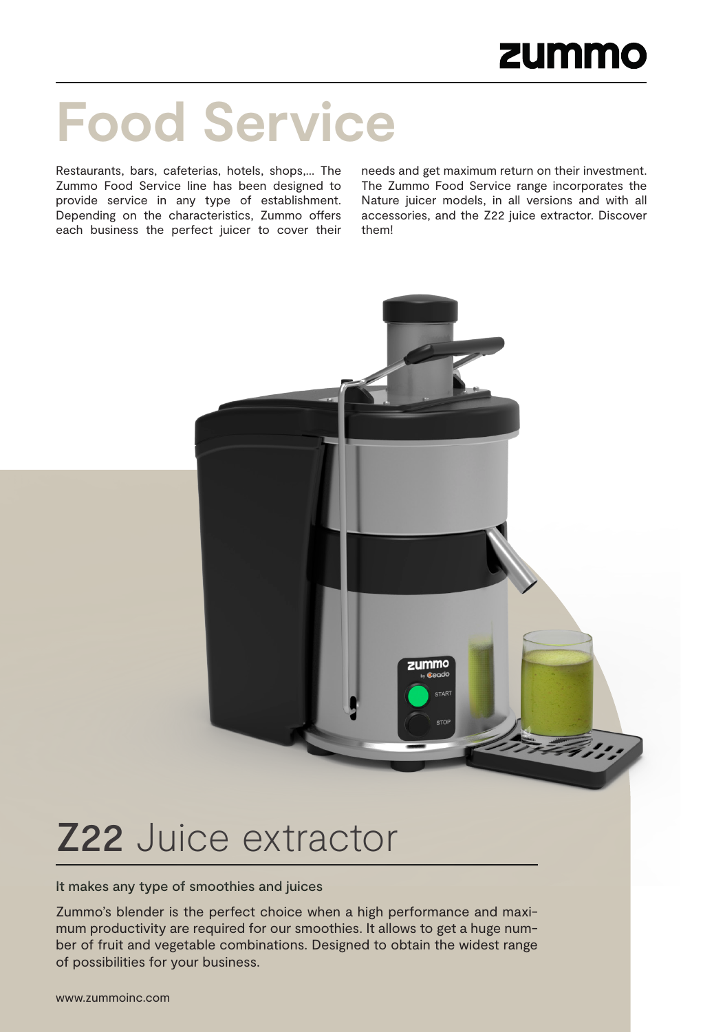zummo

# Food Service

Restaurants, bars, cafeterias, hotels, shops,... The Zummo Food Service line has been designed to provide service in any type of establishment. Depending on the characteristics, Zummo offers each business the perfect juicer to cover their needs and get maximum return on their investment. The Zummo Food Service range incorporates the Nature juicer models, in all versions and with all accessories, and the Z22 juice extractor. Discover them!

## **Z22** Juice extractor

It makes any type of smoothies and juices

Zummo's blender is the perfect choice when a high performance and maximum productivity are required for our smoothies. It allows to get a huge number of fruit and vegetable combinations. Designed to obtain the widest range of possibilities for your business.

www.zummoinc.com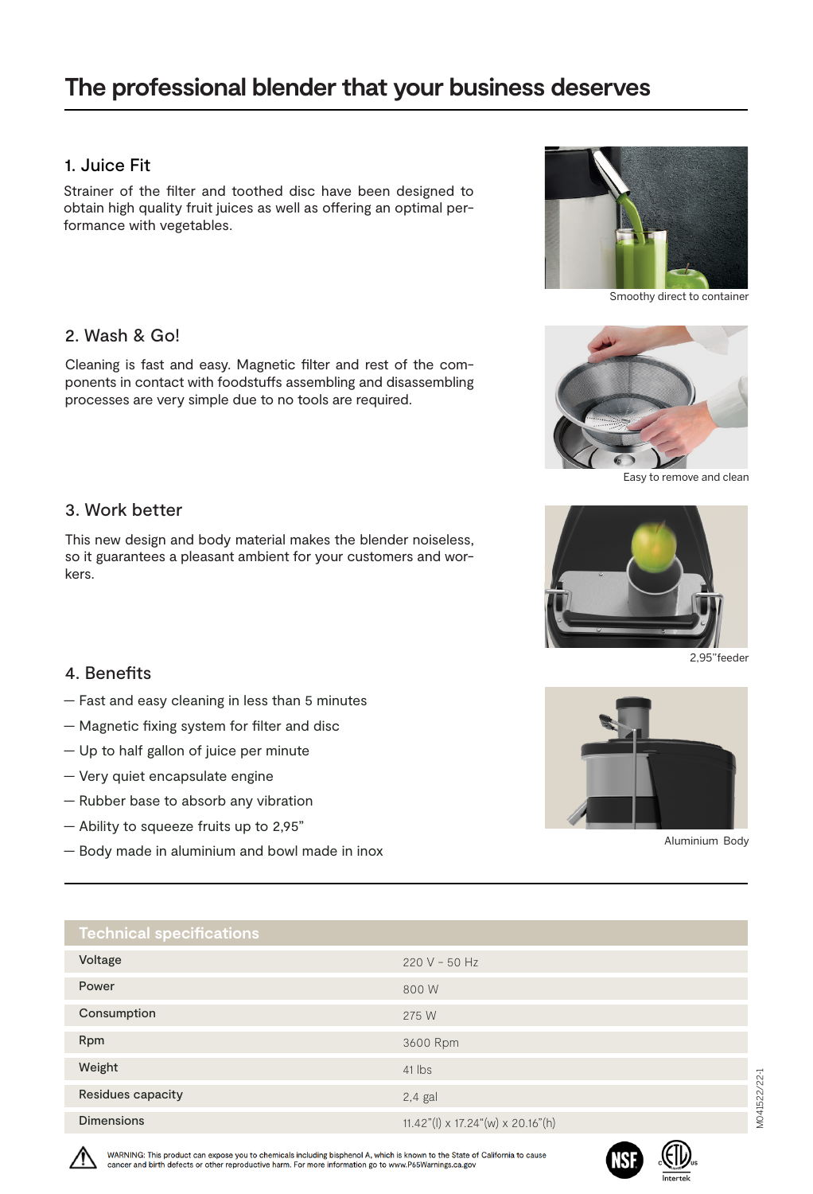# The professional blender that your business deserves

## 1. Juice Fit

Strainer of the filter and toothed disc have been designed to obtain high quality fruit juices as well as offering an optimal performance with vegetables.

Smoothy direct to container

## 2. Wash & Go!

Cleaning is fast and easy. Magnetic filter and rest of the components in contact with foodstuffs assembling and disassembling processes are very simple due to no tools are required.

Easy to remove and clean

## 3. Work better

This new design and body material makes the blender noiseless, so it guarantees a pleasant ambient for your customers and workers.

2,95"feeder

## 4. Benefits

— Fast and easy cleaning in less than 5 minutes

— Magnetic fixing system for filter and disc

— Up to half gallon of juice per minute

— Very quiet encapsulate engine

— Rubber base to absorb any vibration

— Ability to squeeze fruits up to 2,95"

— Body made in aluminium and bowl made in inox

Aluminium Body

| Technical specifications | |
|---|---|
| Voltage | 220 V - 50 Hz |
| Power | 800 W |
| Consumption | 275 W |
| Rpm | 3600 Rpm |
| Weight | 41 lbs |
| Residues capacity | 2,4 gal |
| Dimensions | 11.42"(l) x 17.24"(w) x 20.16"(h) |

WARNING: This product can expose you to chemicals including bisphenol A, which is known to the State of California to cause cancer and birth defects or other reproductive harm. For more information go to www.P65Warnings.ca.gov

M041522/22-1